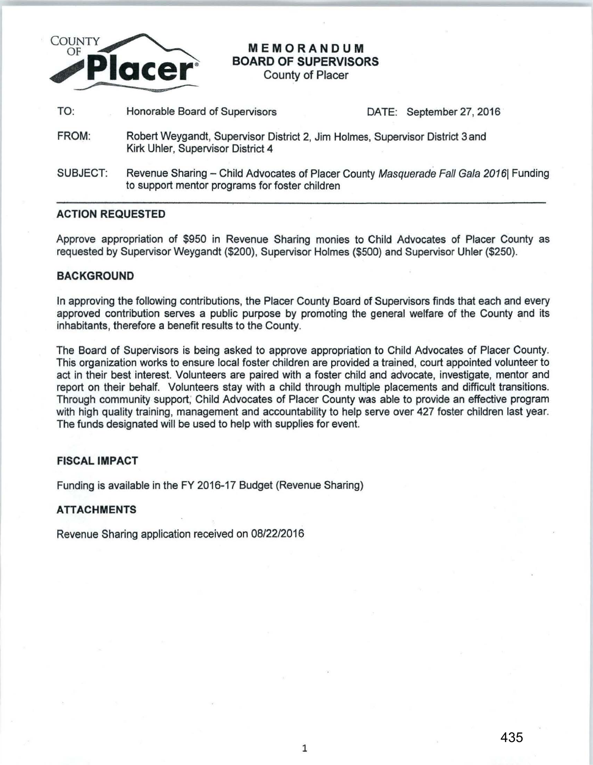COUNTY OF **Placer**

# MEMORANDUM
## BOARD OF SUPERVISORS
County of Placer

| | | |
|---|---|---|
| TO: | Honorable Board of Supervisors | DATE: September 27, 2016 |
| FROM: | Robert Weygandt, Supervisor District 2, Jim Holmes, Supervisor District 3 and Kirk Uhler, Supervisor District 4 | |
| SUBJECT: | Revenue Sharing – Child Advocates of Placer County *Masquerade Fall Gala 2016*\| Funding to support mentor programs for foster children | |

---

### ACTION REQUESTED

Approve appropriation of $950 in Revenue Sharing monies to Child Advocates of Placer County as requested by Supervisor Weygandt ($200), Supervisor Holmes ($500) and Supervisor Uhler ($250).

### BACKGROUND

In approving the following contributions, the Placer County Board of Supervisors finds that each and every approved contribution serves a public purpose by promoting the general welfare of the County and its inhabitants, therefore a benefit results to the County.

The Board of Supervisors is being asked to approve appropriation to Child Advocates of Placer County. This organization works to ensure local foster children are provided a trained, court appointed volunteer to act in their best interest. Volunteers are paired with a foster child and advocate, investigate, mentor and report on their behalf. Volunteers stay with a child through multiple placements and difficult transitions. Through community support, Child Advocates of Placer County was able to provide an effective program with high quality training, management and accountability to help serve over 427 foster children last year. The funds designated will be used to help with supplies for event.

### FISCAL IMPACT

Funding is available in the FY 2016-17 Budget (Revenue Sharing)

### ATTACHMENTS

Revenue Sharing application received on 08/22/2016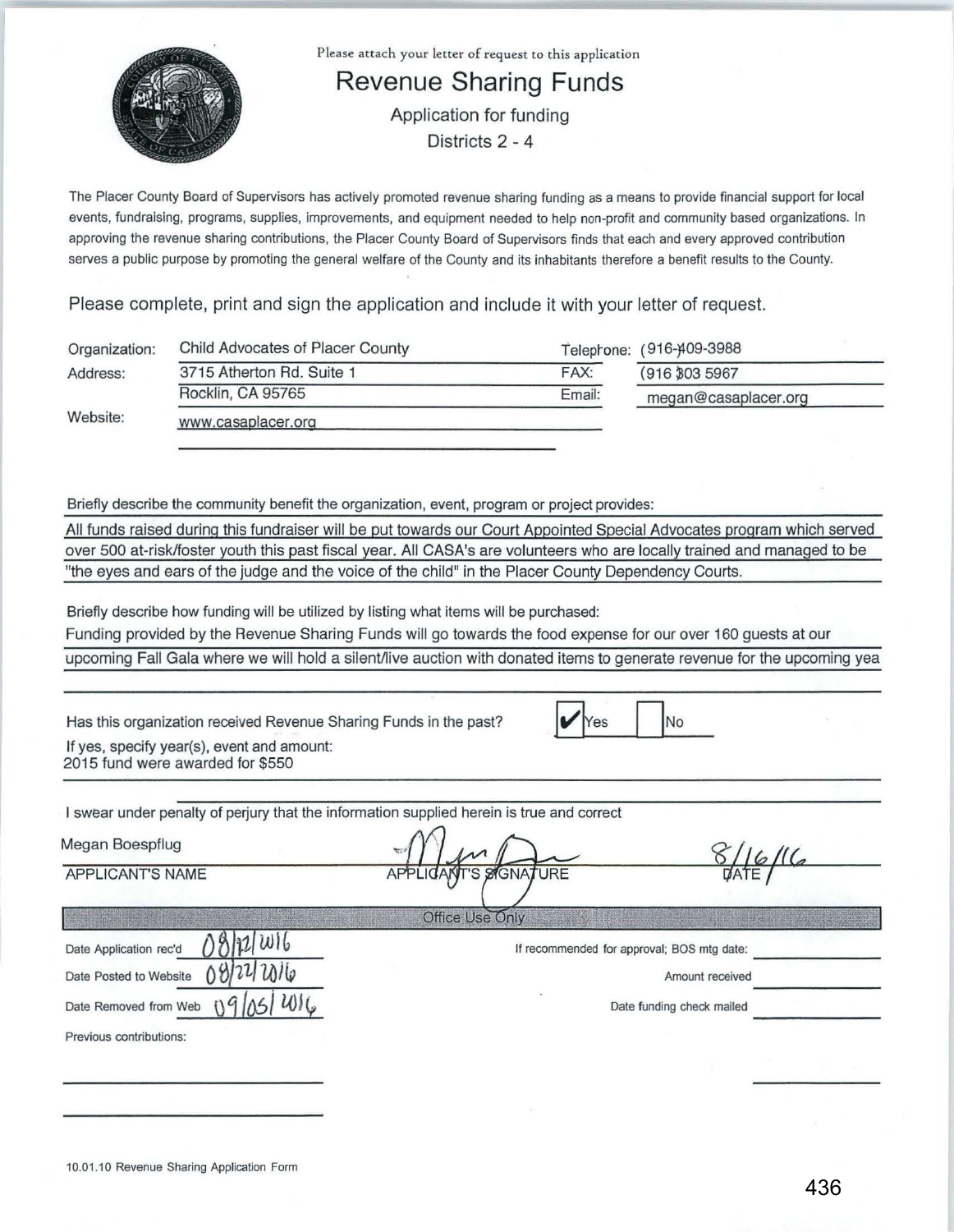Please attach your letter of request to this application

# Revenue Sharing Funds

## Application for funding

### Districts 2 - 4

The Placer County Board of Supervisors has actively promoted revenue sharing funding as a means to provide financial support for local events, fundraising, programs, supplies, improvements, and equipment needed to help non-profit and community based organizations. In approving the revenue sharing contributions, the Placer County Board of Supervisors finds that each and every approved contribution serves a public purpose by promoting the general welfare of the County and its inhabitants therefore a benefit results to the County.

Please complete, print and sign the application and include it with your letter of request.

Organization: Child Advocates of Placer County

Address: 3715 Atherton Rd. Suite 1
Rocklin, CA 95765

Website: www.casaplacer.org

Telephone: (916-)409-3988

FAX: (916 )303 5967

Email: megan@casaplacer.org

Briefly describe the community benefit the organization, event, program or project provides:

All funds raised during this fundraiser will be put towards our Court Appointed Special Advocates program which served over 500 at-risk/foster youth this past fiscal year. All CASA's are volunteers who are locally trained and managed to be "the eyes and ears of the judge and the voice of the child" in the Placer County Dependency Courts.

Briefly describe how funding will be utilized by listing what items will be purchased:

Funding provided by the Revenue Sharing Funds will go towards the food expense for our over 160 guests at our upcoming Fall Gala where we will hold a silent/live auction with donated items to generate revenue for the upcoming yea

Has this organization received Revenue Sharing Funds in the past? ☑ Yes ☐ No

If yes, specify year(s), event and amount:
2015 fund were awarded for $550

I swear under penalty of perjury that the information supplied herein is true and correct

Megan Boespflug

APPLICANT'S NAME | APPLICANT'S SIGNATURE | DATE 8/16/16

**Office Use Only**

Date Application rec'd 08/12/2016

Date Posted to Website 08/22/2016

Date Removed from Web 09/05/2016

Previous contributions:

If recommended for approval; BOS mtg date:

Amount received

Date funding check mailed

10.01.10 Revenue Sharing Application Form